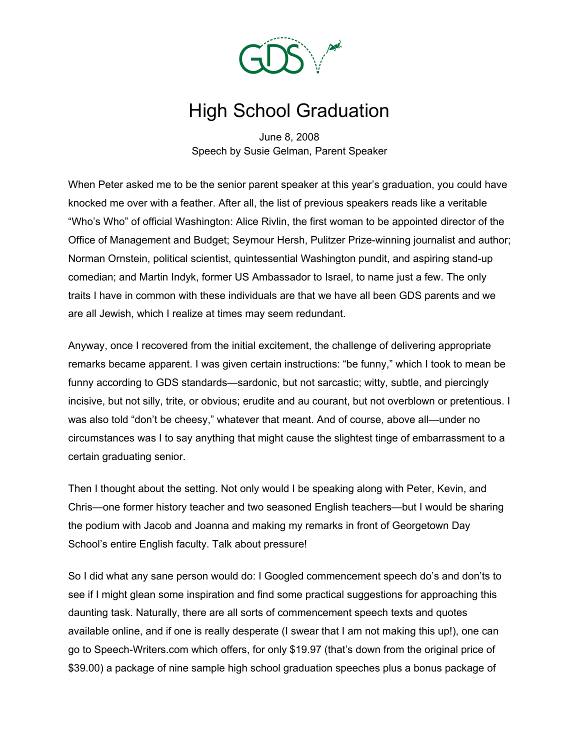# High School Graduation

June 8, 2008
Speech by Susie Gelman, Parent Speaker

When Peter asked me to be the senior parent speaker at this year's graduation, you could have knocked me over with a feather. After all, the list of previous speakers reads like a veritable "Who's Who" of official Washington: Alice Rivlin, the first woman to be appointed director of the Office of Management and Budget; Seymour Hersh, Pulitzer Prize-winning journalist and author; Norman Ornstein, political scientist, quintessential Washington pundit, and aspiring stand-up comedian; and Martin Indyk, former US Ambassador to Israel, to name just a few. The only traits I have in common with these individuals are that we have all been GDS parents and we are all Jewish, which I realize at times may seem redundant.

Anyway, once I recovered from the initial excitement, the challenge of delivering appropriate remarks became apparent. I was given certain instructions: "be funny," which I took to mean be funny according to GDS standards—sardonic, but not sarcastic; witty, subtle, and piercingly incisive, but not silly, trite, or obvious; erudite and au courant, but not overblown or pretentious. I was also told "don't be cheesy," whatever that meant. And of course, above all—under no circumstances was I to say anything that might cause the slightest tinge of embarrassment to a certain graduating senior.

Then I thought about the setting. Not only would I be speaking along with Peter, Kevin, and Chris—one former history teacher and two seasoned English teachers—but I would be sharing the podium with Jacob and Joanna and making my remarks in front of Georgetown Day School's entire English faculty. Talk about pressure!

So I did what any sane person would do: I Googled commencement speech do's and don'ts to see if I might glean some inspiration and find some practical suggestions for approaching this daunting task. Naturally, there are all sorts of commencement speech texts and quotes available online, and if one is really desperate (I swear that I am not making this up!), one can go to Speech-Writers.com which offers, for only $19.97 (that's down from the original price of $39.00) a package of nine sample high school graduation speeches plus a bonus package of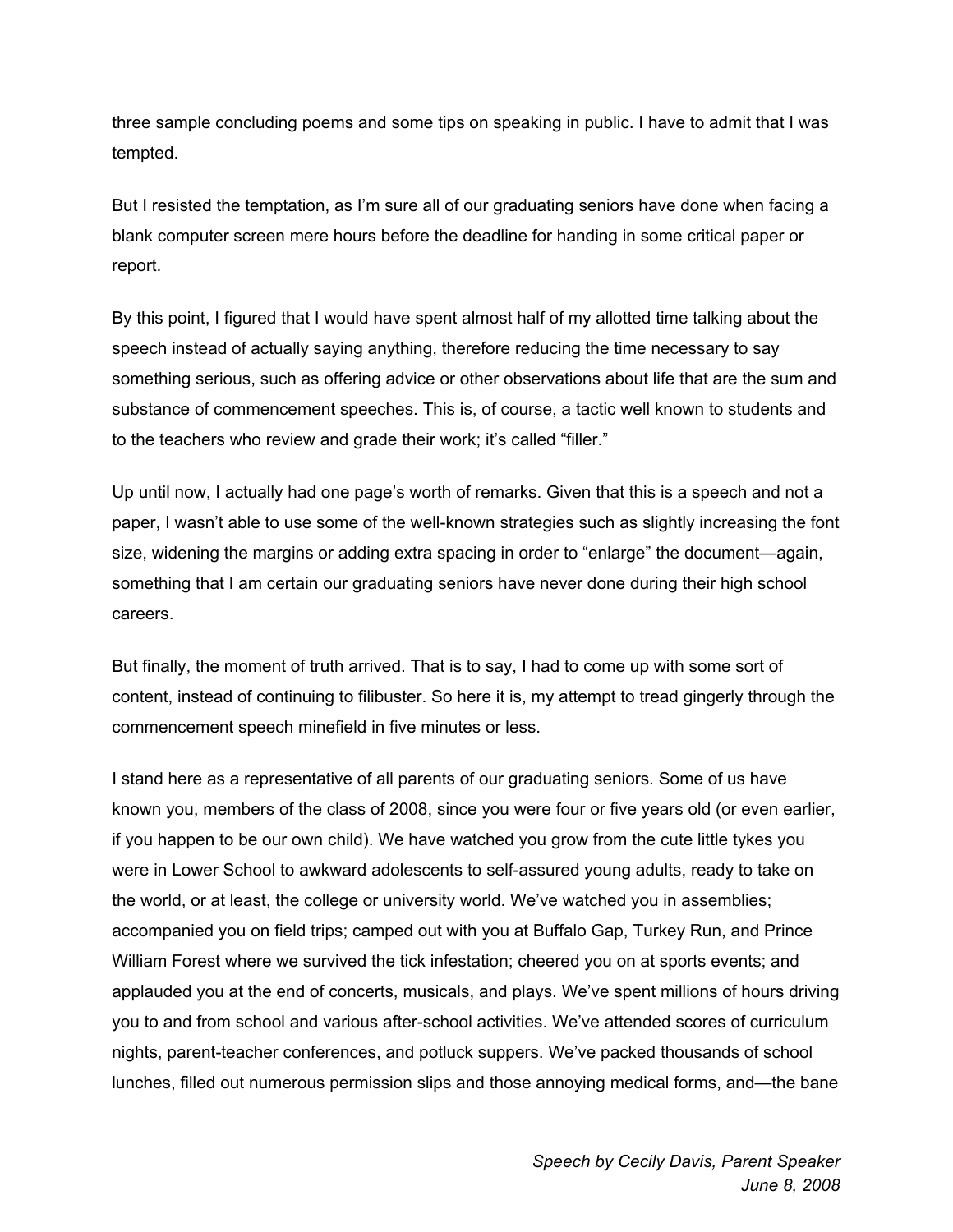three sample concluding poems and some tips on speaking in public. I have to admit that I was tempted.

But I resisted the temptation, as I'm sure all of our graduating seniors have done when facing a blank computer screen mere hours before the deadline for handing in some critical paper or report.

By this point, I figured that I would have spent almost half of my allotted time talking about the speech instead of actually saying anything, therefore reducing the time necessary to say something serious, such as offering advice or other observations about life that are the sum and substance of commencement speeches. This is, of course, a tactic well known to students and to the teachers who review and grade their work; it's called "filler."

Up until now, I actually had one page's worth of remarks. Given that this is a speech and not a paper, I wasn't able to use some of the well-known strategies such as slightly increasing the font size, widening the margins or adding extra spacing in order to "enlarge" the document—again, something that I am certain our graduating seniors have never done during their high school careers.

But finally, the moment of truth arrived. That is to say, I had to come up with some sort of content, instead of continuing to filibuster. So here it is, my attempt to tread gingerly through the commencement speech minefield in five minutes or less.

I stand here as a representative of all parents of our graduating seniors. Some of us have known you, members of the class of 2008, since you were four or five years old (or even earlier, if you happen to be our own child). We have watched you grow from the cute little tykes you were in Lower School to awkward adolescents to self-assured young adults, ready to take on the world, or at least, the college or university world. We've watched you in assemblies; accompanied you on field trips; camped out with you at Buffalo Gap, Turkey Run, and Prince William Forest where we survived the tick infestation; cheered you on at sports events; and applauded you at the end of concerts, musicals, and plays. We've spent millions of hours driving you to and from school and various after-school activities. We've attended scores of curriculum nights, parent-teacher conferences, and potluck suppers. We've packed thousands of school lunches, filled out numerous permission slips and those annoying medical forms, and—the bane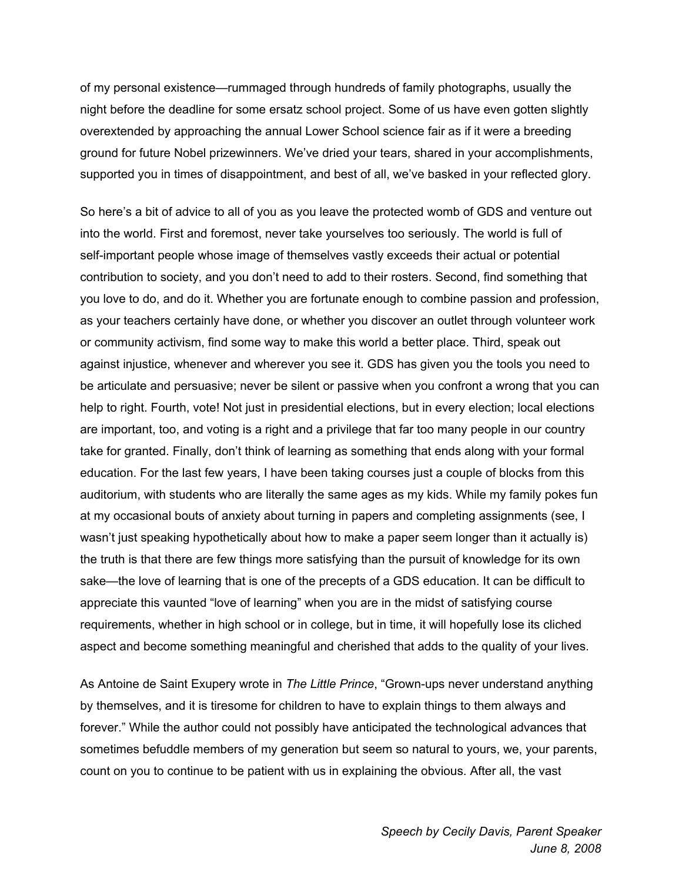of my personal existence—rummaged through hundreds of family photographs, usually the night before the deadline for some ersatz school project. Some of us have even gotten slightly overextended by approaching the annual Lower School science fair as if it were a breeding ground for future Nobel prizewinners. We've dried your tears, shared in your accomplishments, supported you in times of disappointment, and best of all, we've basked in your reflected glory.

So here's a bit of advice to all of you as you leave the protected womb of GDS and venture out into the world. First and foremost, never take yourselves too seriously. The world is full of self-important people whose image of themselves vastly exceeds their actual or potential contribution to society, and you don't need to add to their rosters. Second, find something that you love to do, and do it. Whether you are fortunate enough to combine passion and profession, as your teachers certainly have done, or whether you discover an outlet through volunteer work or community activism, find some way to make this world a better place. Third, speak out against injustice, whenever and wherever you see it. GDS has given you the tools you need to be articulate and persuasive; never be silent or passive when you confront a wrong that you can help to right. Fourth, vote! Not just in presidential elections, but in every election; local elections are important, too, and voting is a right and a privilege that far too many people in our country take for granted. Finally, don't think of learning as something that ends along with your formal education. For the last few years, I have been taking courses just a couple of blocks from this auditorium, with students who are literally the same ages as my kids. While my family pokes fun at my occasional bouts of anxiety about turning in papers and completing assignments (see, I wasn't just speaking hypothetically about how to make a paper seem longer than it actually is) the truth is that there are few things more satisfying than the pursuit of knowledge for its own sake—the love of learning that is one of the precepts of a GDS education. It can be difficult to appreciate this vaunted "love of learning" when you are in the midst of satisfying course requirements, whether in high school or in college, but in time, it will hopefully lose its cliched aspect and become something meaningful and cherished that adds to the quality of your lives.

As Antoine de Saint Exupery wrote in *The Little Prince*, "Grown-ups never understand anything by themselves, and it is tiresome for children to have to explain things to them always and forever." While the author could not possibly have anticipated the technological advances that sometimes befuddle members of my generation but seem so natural to yours, we, your parents, count on you to continue to be patient with us in explaining the obvious. After all, the vast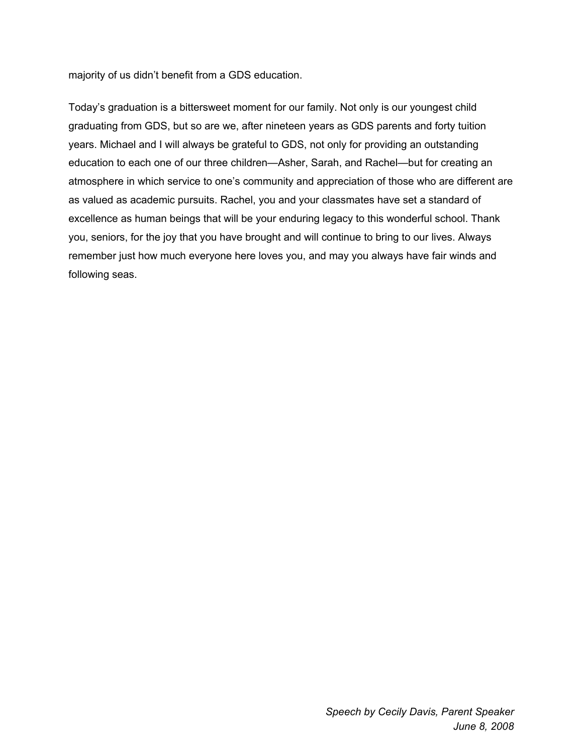majority of us didn't benefit from a GDS education.

Today's graduation is a bittersweet moment for our family. Not only is our youngest child graduating from GDS, but so are we, after nineteen years as GDS parents and forty tuition years. Michael and I will always be grateful to GDS, not only for providing an outstanding education to each one of our three children—Asher, Sarah, and Rachel—but for creating an atmosphere in which service to one's community and appreciation of those who are different are as valued as academic pursuits. Rachel, you and your classmates have set a standard of excellence as human beings that will be your enduring legacy to this wonderful school. Thank you, seniors, for the joy that you have brought and will continue to bring to our lives. Always remember just how much everyone here loves you, and may you always have fair winds and following seas.

*Speech by Cecily Davis, Parent Speaker*
*June 8, 2008*